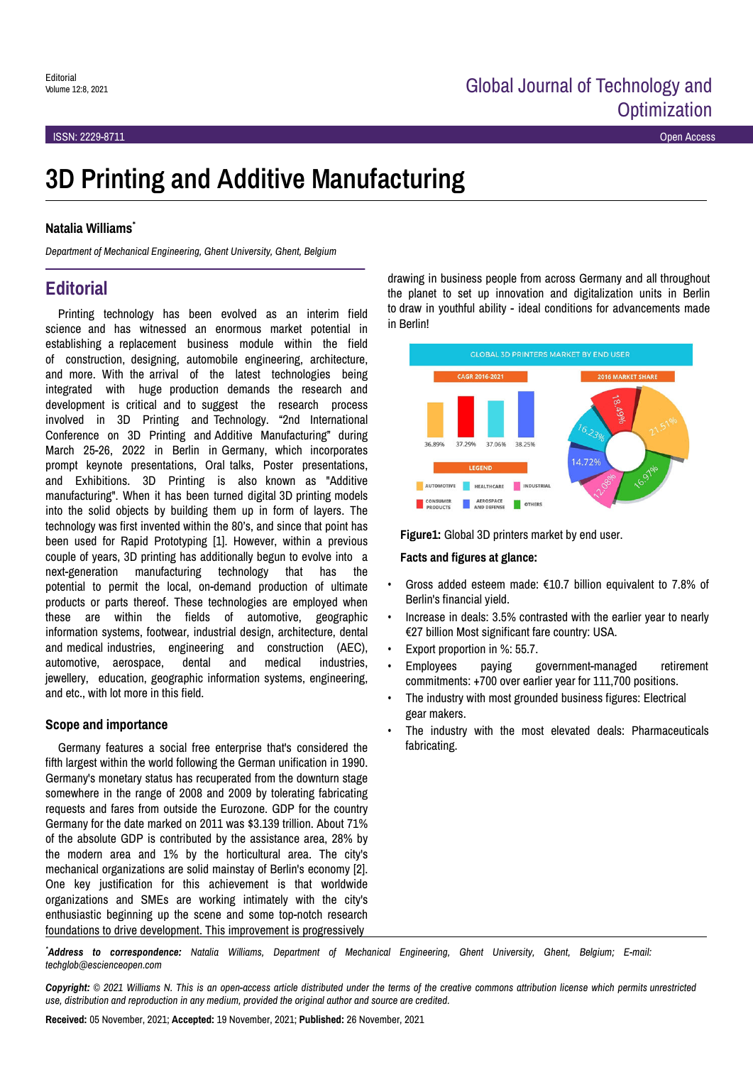# 3D Printing and Additive Manufacturing

**Natalia Williams***

*Department of Mechanical Engineering, Ghent University, Ghent, Belgium*

## Editorial

Printing technology has been evolved as an interim field science and has witnessed an enormous market potential in establishing a replacement business module within the field of construction, designing, automobile engineering, architecture, and more. With the arrival of the latest technologies being integrated with huge production demands the research and development is critical and to suggest the research process involved in 3D Printing and Technology. “2nd International Conference on 3D Printing and Additive Manufacturing” during March 25-26, 2022 in Berlin in Germany, which incorporates prompt keynote presentations, Oral talks, Poster presentations, and Exhibitions. 3D Printing is also known as "Additive manufacturing". When it has been turned digital 3D printing models into the solid objects by building them up in form of layers. The technology was first invented within the 80’s, and since that point has been used for Rapid Prototyping [1]. However, within a previous couple of years, 3D printing has additionally begun to evolve into a next-generation manufacturing technology that has the potential to permit the local, on-demand production of ultimate products or parts thereof. These technologies are employed when these are within the fields of automotive, geographic information systems, footwear, industrial design, architecture, dental and medical industries, engineering and construction (AEC), automotive, aerospace, dental and medical industries, jewellery, education, geographic information systems, engineering, and etc., with lot more in this field.

### Scope and importance

Germany features a social free enterprise that's considered the fifth largest within the world following the German unification in 1990. Germany's monetary status has recuperated from the downturn stage somewhere in the range of 2008 and 2009 by tolerating fabricating requests and fares from outside the Eurozone. GDP for the country Germany for the date marked on 2011 was $3.139 trillion. About 71% of the absolute GDP is contributed by the assistance area, 28% by the modern area and 1% by the horticultural area. The city's mechanical organizations are solid mainstay of Berlin's economy [2]. One key justification for this achievement is that worldwide organizations and SMEs are working intimately with the city's enthusiastic beginning up the scene and some top-notch research foundations to drive development. This improvement is progressively drawing in business people from across Germany and all throughout the planet to set up innovation and digitalization units in Berlin to draw in youthful ability - ideal conditions for advancements made in Berlin!

**Figure1:** Global 3D printers market by end user.

**Facts and figures at glance:**

- Gross added esteem made: €10.7 billion equivalent to 7.8% of Berlin's financial yield.
- Increase in deals: 3.5% contrasted with the earlier year to nearly €27 billion Most significant fare country: USA.
- Export proportion in %: 55.7.
- Employees paying government-managed retirement commitments: +700 over earlier year for 111,700 positions.
- The industry with most grounded business figures: Electrical gear makers.
- The industry with the most elevated deals: Pharmaceuticals fabricating.

---

**\*Address to correspondence:** *Natalia Williams, Department of Mechanical Engineering, Ghent University, Ghent, Belgium; E-mail: techglob@escienceopen.com*

**Copyright:** *© 2021 Williams N. This is an open-access article distributed under the terms of the creative commons attribution license which permits unrestricted use, distribution and reproduction in any medium, provided the original author and source are credited.*

**Received:** 05 November, 2021; **Accepted:** 19 November, 2021; **Published:** 26 November, 2021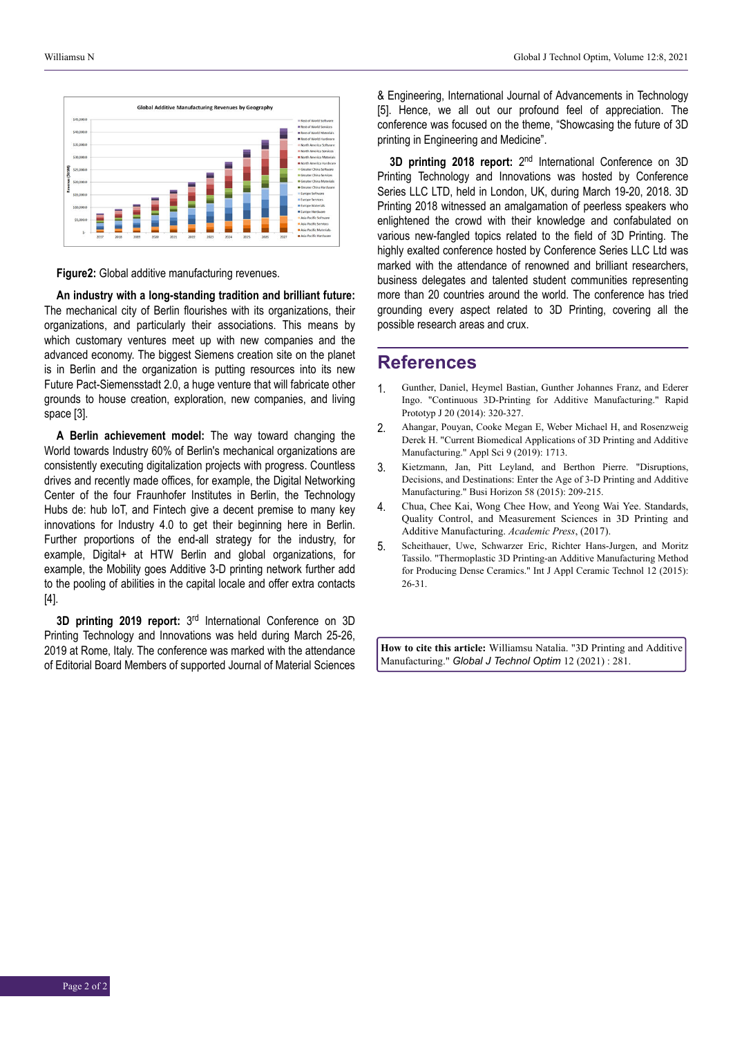Global Additive Manufacturing Revenues by Geography

Revenue ($USM)

$45,000.0
$40,000.0
$35,000.0
$30,000.0
$25,000.0
$20,000.0
$15,000.0
$10,000.0
$5,000.0
$-

2017 2018 2019 2020 2021 2022 2023 2024 2025 2026 2027

Rest of World Software
Rest of World Services
Rest of World Materials
Rest of World Hardware
North America Software
North America Services
North America Materials
North America Hardware
Greater China Software
Greater China Services
Greater China Materials
Greater China Hardware
Europe Software
Europe Services
Europe Materials
Europe Hardware
Asia Pacific Software
Asia Pacific Services
Asia Pacific Materials
Asia Pacific Hardware

**Figure2:** Global additive manufacturing revenues.

**An industry with a long-standing tradition and brilliant future:** The mechanical city of Berlin flourishes with its organizations, their organizations, and particularly their associations. This means by which customary ventures meet up with new companies and the advanced economy. The biggest Siemens creation site on the planet is in Berlin and the organization is putting resources into its new Future Pact-Siemensstadt 2.0, a huge venture that will fabricate other grounds to house creation, exploration, new companies, and living space [3].

**A Berlin achievement model:** The way toward changing the World towards Industry 60% of Berlin's mechanical organizations are consistently executing digitalization projects with progress. Countless drives and recently made offices, for example, the Digital Networking Center of the four Fraunhofer Institutes in Berlin, the Technology Hubs de: hub IoT, and Fintech give a decent premise to many key innovations for Industry 4.0 to get their beginning here in Berlin. Further proportions of the end-all strategy for the industry, for example, Digital+ at HTW Berlin and global organizations, for example, the Mobility goes Additive 3-D printing network further add to the pooling of abilities in the capital locale and offer extra contacts [4].

**3D printing 2019 report:** 3rd International Conference on 3D Printing Technology and Innovations was held during March 25-26, 2019 at Rome, Italy. The conference was marked with the attendance of Editorial Board Members of supported Journal of Material Sciences & Engineering, International Journal of Advancements in Technology [5]. Hence, we all out our profound feel of appreciation. The conference was focused on the theme, "Showcasing the future of 3D printing in Engineering and Medicine".

**3D printing 2018 report:** 2nd International Conference on 3D Printing Technology and Innovations was hosted by Conference Series LLC LTD, held in London, UK, during March 19-20, 2018. 3D Printing 2018 witnessed an amalgamation of peerless speakers who enlightened the crowd with their knowledge and confabulated on various new-fangled topics related to the field of 3D Printing. The highly exalted conference hosted by Conference Series LLC Ltd was marked with the attendance of renowned and brilliant researchers, business delegates and talented student communities representing more than 20 countries around the world. The conference has tried grounding every aspect related to 3D Printing, covering all the possible research areas and crux.

## References

1. Gunther, Daniel, Heymel Bastian, Gunther Johannes Franz, and Ederer Ingo. "Continuous 3D-Printing for Additive Manufacturing." Rapid Prototyp J 20 (2014): 320-327.
2. Ahangar, Pouyan, Cooke Megan E, Weber Michael H, and Rosenzweig Derek H. "Current Biomedical Applications of 3D Printing and Additive Manufacturing." Appl Sci 9 (2019): 1713.
3. Kietzmann, Jan, Pitt Leyland, and Berthon Pierre. "Disruptions, Decisions, and Destinations: Enter the Age of 3-D Printing and Additive Manufacturing." Busi Horizon 58 (2015): 209-215.
4. Chua, Chee Kai, Wong Chee How, and Yeong Wai Yee. Standards, Quality Control, and Measurement Sciences in 3D Printing and Additive Manufacturing. *Academic Press*, (2017).
5. Scheithauer, Uwe, Schwarzer Eric, Richter Hans-Jurgen, and Moritz Tassilo. "Thermoplastic 3D Printing-an Additive Manufacturing Method for Producing Dense Ceramics." Int J Appl Ceramic Technol 12 (2015): 26-31.

**How to cite this article:** Williamsu Natalia. "3D Printing and Additive Manufacturing." *Global J Technol Optim* 12 (2021) : 281.